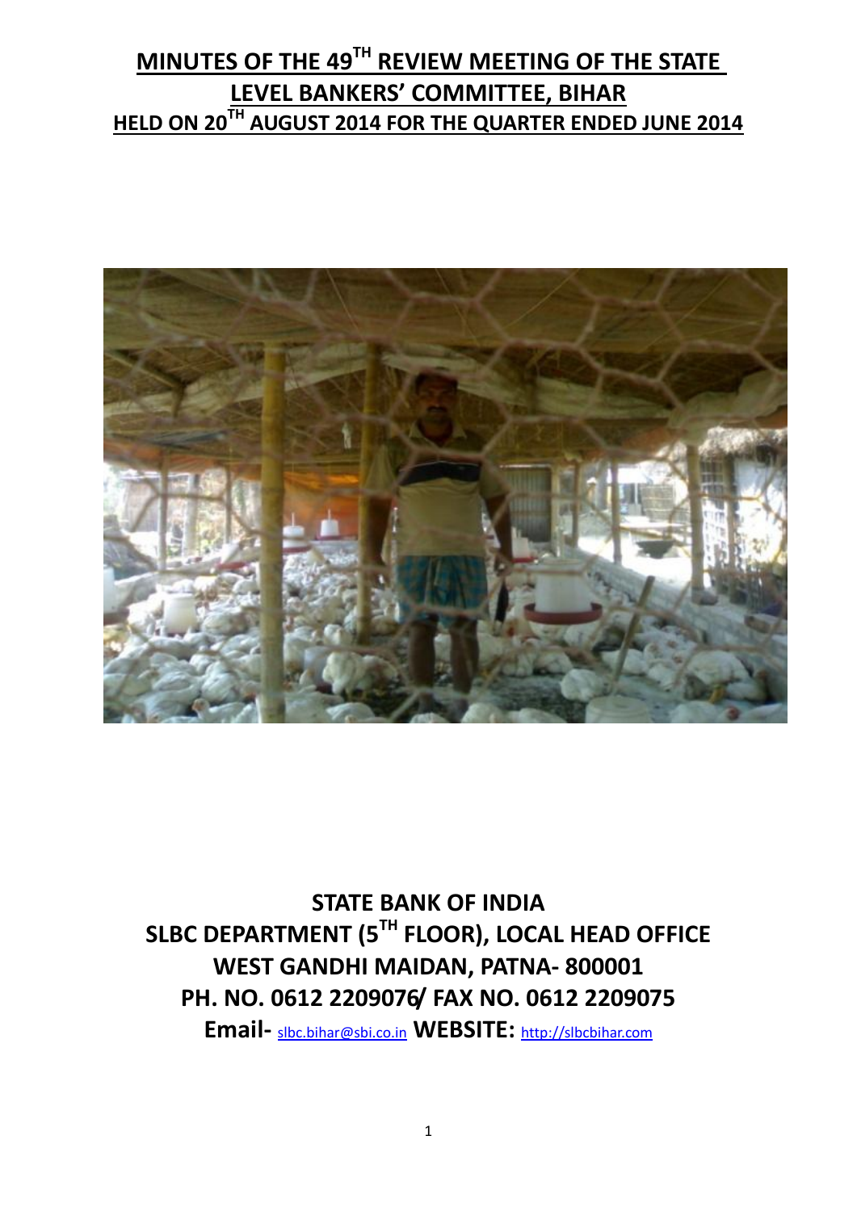# MINUTES OF THE 49TH REVIEW MEETING OF THE STATE LEVEL BANKERS' COMMITTEE, BIHAR

## HELD ON 20TH AUGUST 2014 FOR THE QUARTER ENDED JUNE 2014

**STATE BANK OF INDIA**
**SLBC DEPARTMENT (5TH FLOOR), LOCAL HEAD OFFICE**
**WEST GANDHI MAIDAN, PATNA- 800001**
**PH. NO. 0612 2209076/ FAX NO. 0612 2209075**
**Email-** slbc.bihar@sbi.co.in **WEBSITE:** http://slbcbihar.com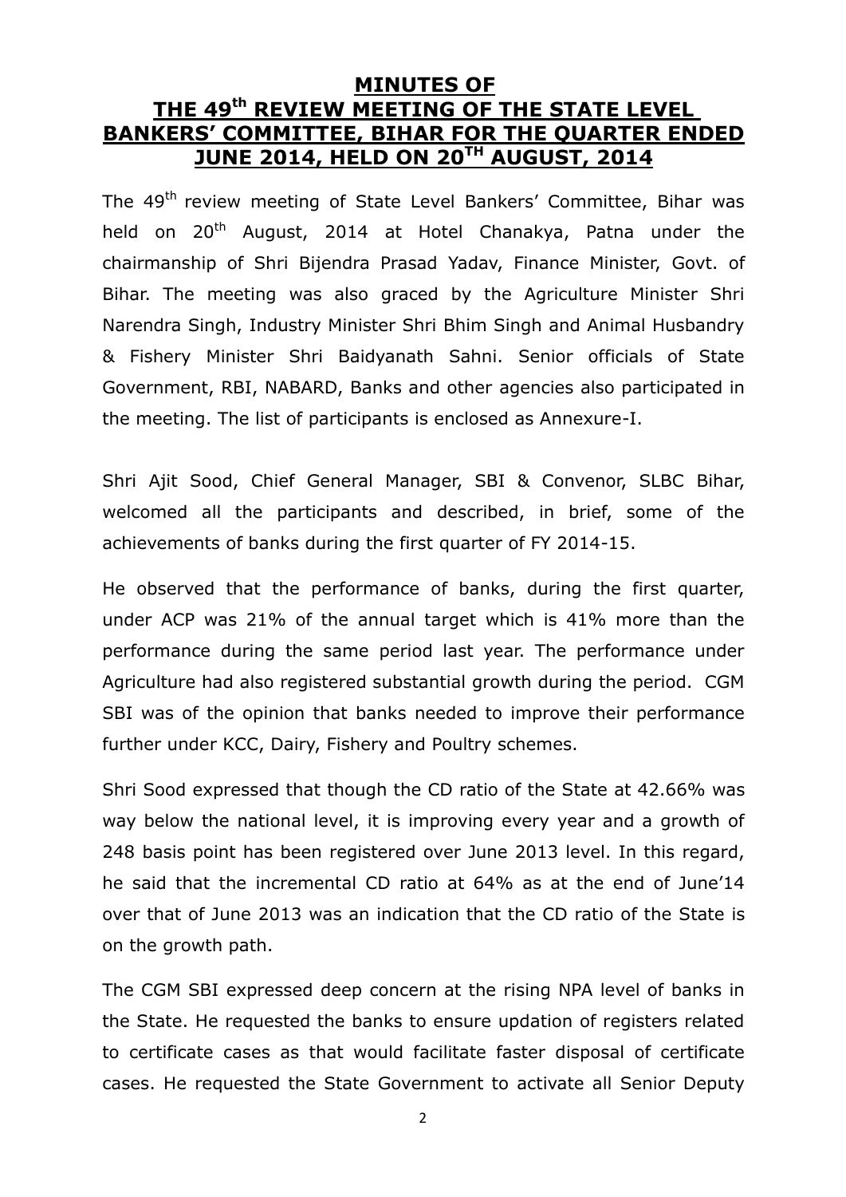# MINUTES OF THE 49th REVIEW MEETING OF THE STATE LEVEL BANKERS' COMMITTEE, BIHAR FOR THE QUARTER ENDED JUNE 2014, HELD ON 20TH AUGUST, 2014

The 49th review meeting of State Level Bankers' Committee, Bihar was held on 20th August, 2014 at Hotel Chanakya, Patna under the chairmanship of Shri Bijendra Prasad Yadav, Finance Minister, Govt. of Bihar. The meeting was also graced by the Agriculture Minister Shri Narendra Singh, Industry Minister Shri Bhim Singh and Animal Husbandry & Fishery Minister Shri Baidyanath Sahni. Senior officials of State Government, RBI, NABARD, Banks and other agencies also participated in the meeting. The list of participants is enclosed as Annexure-I.

Shri Ajit Sood, Chief General Manager, SBI & Convenor, SLBC Bihar, welcomed all the participants and described, in brief, some of the achievements of banks during the first quarter of FY 2014-15.

He observed that the performance of banks, during the first quarter, under ACP was 21% of the annual target which is 41% more than the performance during the same period last year. The performance under Agriculture had also registered substantial growth during the period. CGM SBI was of the opinion that banks needed to improve their performance further under KCC, Dairy, Fishery and Poultry schemes.

Shri Sood expressed that though the CD ratio of the State at 42.66% was way below the national level, it is improving every year and a growth of 248 basis point has been registered over June 2013 level. In this regard, he said that the incremental CD ratio at 64% as at the end of June'14 over that of June 2013 was an indication that the CD ratio of the State is on the growth path.

The CGM SBI expressed deep concern at the rising NPA level of banks in the State. He requested the banks to ensure updation of registers related to certificate cases as that would facilitate faster disposal of certificate cases. He requested the State Government to activate all Senior Deputy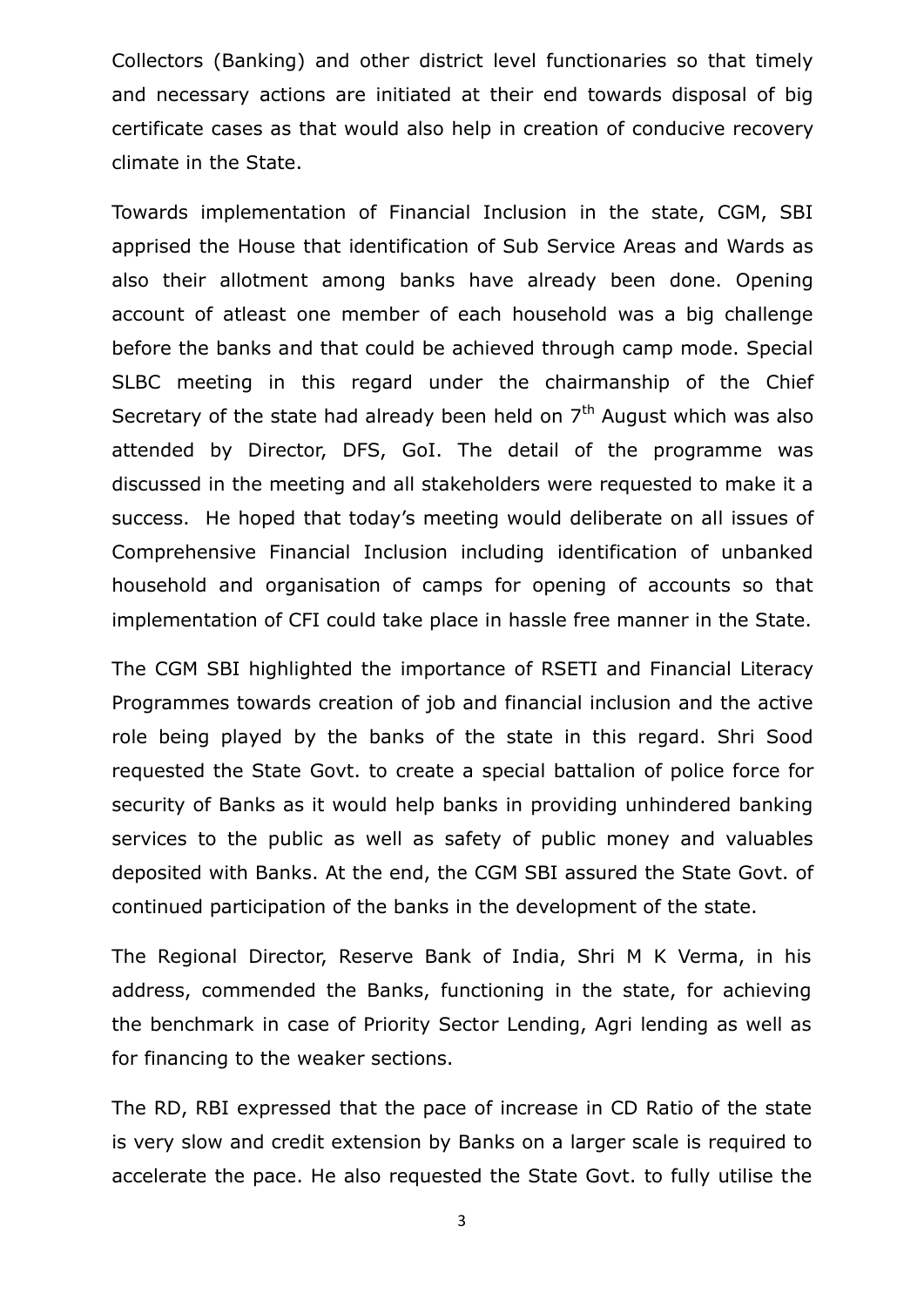Collectors (Banking) and other district level functionaries so that timely and necessary actions are initiated at their end towards disposal of big certificate cases as that would also help in creation of conducive recovery climate in the State.

Towards implementation of Financial Inclusion in the state, CGM, SBI apprised the House that identification of Sub Service Areas and Wards as also their allotment among banks have already been done. Opening account of atleast one member of each household was a big challenge before the banks and that could be achieved through camp mode. Special SLBC meeting in this regard under the chairmanship of the Chief Secretary of the state had already been held on 7th August which was also attended by Director, DFS, GoI. The detail of the programme was discussed in the meeting and all stakeholders were requested to make it a success. He hoped that today's meeting would deliberate on all issues of Comprehensive Financial Inclusion including identification of unbanked household and organisation of camps for opening of accounts so that implementation of CFI could take place in hassle free manner in the State.

The CGM SBI highlighted the importance of RSETI and Financial Literacy Programmes towards creation of job and financial inclusion and the active role being played by the banks of the state in this regard. Shri Sood requested the State Govt. to create a special battalion of police force for security of Banks as it would help banks in providing unhindered banking services to the public as well as safety of public money and valuables deposited with Banks. At the end, the CGM SBI assured the State Govt. of continued participation of the banks in the development of the state.

The Regional Director, Reserve Bank of India, Shri M K Verma, in his address, commended the Banks, functioning in the state, for achieving the benchmark in case of Priority Sector Lending, Agri lending as well as for financing to the weaker sections.

The RD, RBI expressed that the pace of increase in CD Ratio of the state is very slow and credit extension by Banks on a larger scale is required to accelerate the pace. He also requested the State Govt. to fully utilise the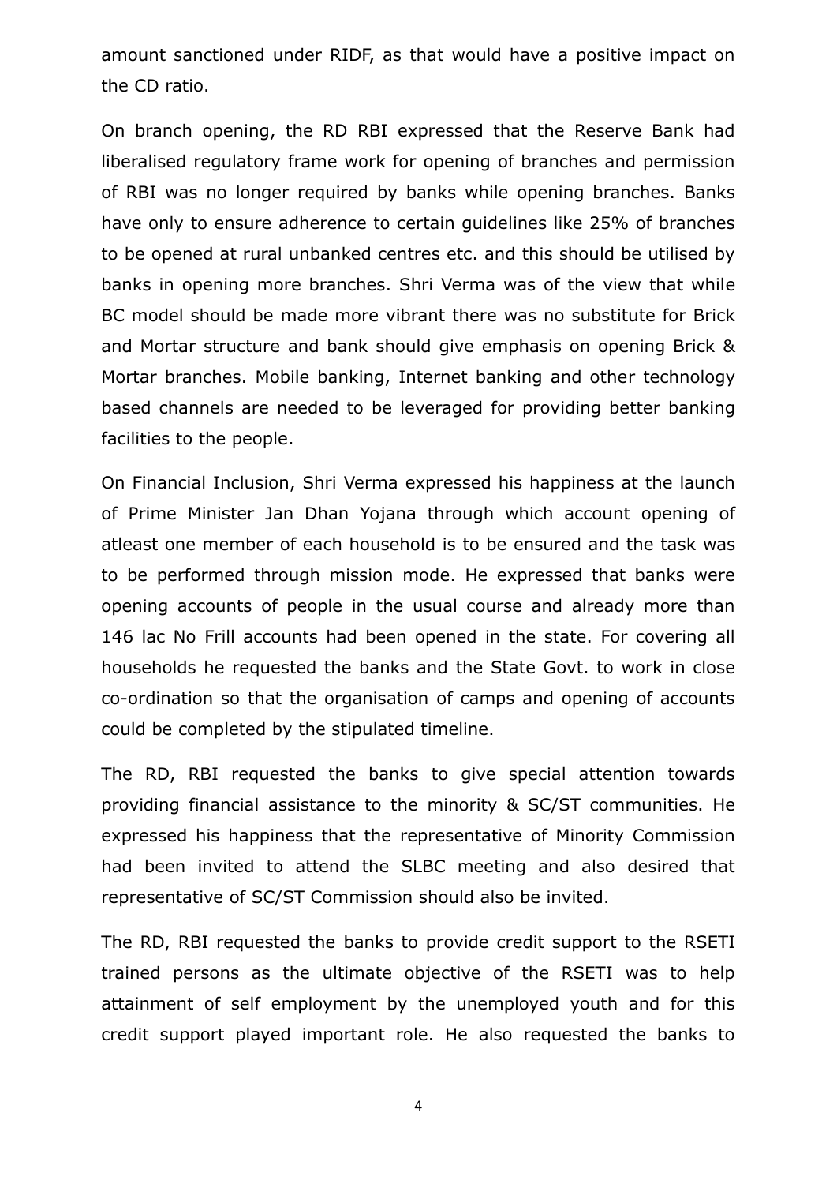amount sanctioned under RIDF, as that would have a positive impact on the CD ratio.

On branch opening, the RD RBI expressed that the Reserve Bank had liberalised regulatory frame work for opening of branches and permission of RBI was no longer required by banks while opening branches. Banks have only to ensure adherence to certain guidelines like 25% of branches to be opened at rural unbanked centres etc. and this should be utilised by banks in opening more branches. Shri Verma was of the view that while BC model should be made more vibrant there was no substitute for Brick and Mortar structure and bank should give emphasis on opening Brick & Mortar branches. Mobile banking, Internet banking and other technology based channels are needed to be leveraged for providing better banking facilities to the people.

On Financial Inclusion, Shri Verma expressed his happiness at the launch of Prime Minister Jan Dhan Yojana through which account opening of atleast one member of each household is to be ensured and the task was to be performed through mission mode. He expressed that banks were opening accounts of people in the usual course and already more than 146 lac No Frill accounts had been opened in the state. For covering all households he requested the banks and the State Govt. to work in close co-ordination so that the organisation of camps and opening of accounts could be completed by the stipulated timeline.

The RD, RBI requested the banks to give special attention towards providing financial assistance to the minority & SC/ST communities. He expressed his happiness that the representative of Minority Commission had been invited to attend the SLBC meeting and also desired that representative of SC/ST Commission should also be invited.

The RD, RBI requested the banks to provide credit support to the RSETI trained persons as the ultimate objective of the RSETI was to help attainment of self employment by the unemployed youth and for this credit support played important role. He also requested the banks to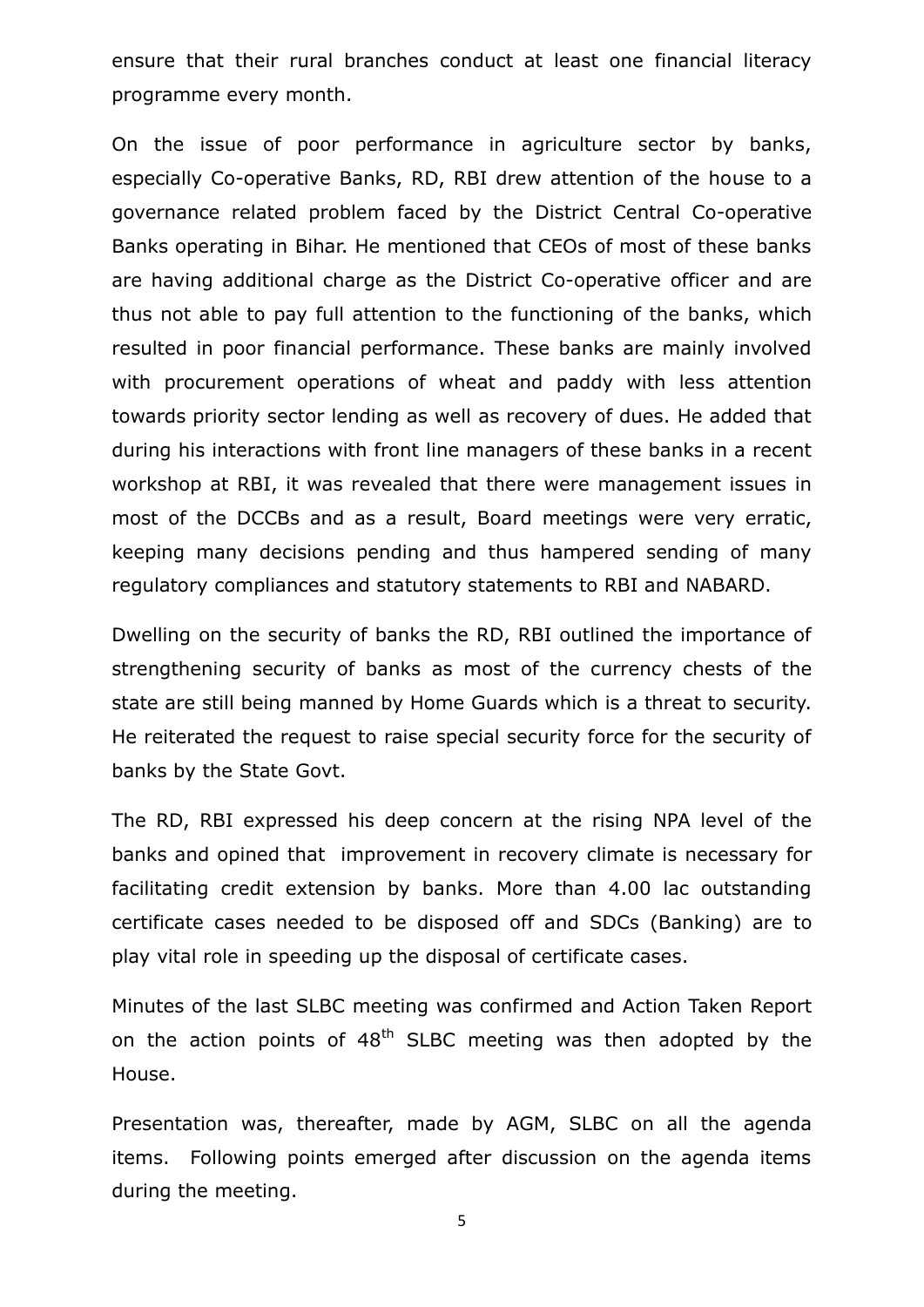ensure that their rural branches conduct at least one financial literacy programme every month.

On the issue of poor performance in agriculture sector by banks, especially Co-operative Banks, RD, RBI drew attention of the house to a governance related problem faced by the District Central Co-operative Banks operating in Bihar. He mentioned that CEOs of most of these banks are having additional charge as the District Co-operative officer and are thus not able to pay full attention to the functioning of the banks, which resulted in poor financial performance. These banks are mainly involved with procurement operations of wheat and paddy with less attention towards priority sector lending as well as recovery of dues. He added that during his interactions with front line managers of these banks in a recent workshop at RBI, it was revealed that there were management issues in most of the DCCBs and as a result, Board meetings were very erratic, keeping many decisions pending and thus hampered sending of many regulatory compliances and statutory statements to RBI and NABARD.

Dwelling on the security of banks the RD, RBI outlined the importance of strengthening security of banks as most of the currency chests of the state are still being manned by Home Guards which is a threat to security. He reiterated the request to raise special security force for the security of banks by the State Govt.

The RD, RBI expressed his deep concern at the rising NPA level of the banks and opined that improvement in recovery climate is necessary for facilitating credit extension by banks. More than 4.00 lac outstanding certificate cases needed to be disposed off and SDCs (Banking) are to play vital role in speeding up the disposal of certificate cases.

Minutes of the last SLBC meeting was confirmed and Action Taken Report on the action points of 48th SLBC meeting was then adopted by the House.

Presentation was, thereafter, made by AGM, SLBC on all the agenda items. Following points emerged after discussion on the agenda items during the meeting.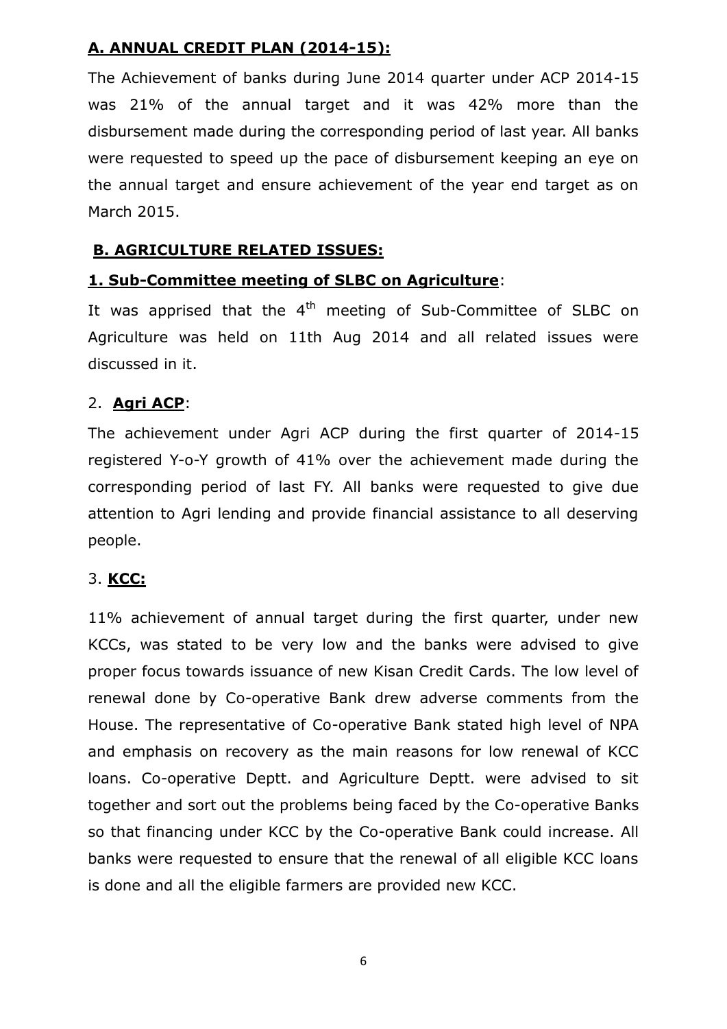## A. ANNUAL CREDIT PLAN (2014-15):

The Achievement of banks during June 2014 quarter under ACP 2014-15 was 21% of the annual target and it was 42% more than the disbursement made during the corresponding period of last year. All banks were requested to speed up the pace of disbursement keeping an eye on the annual target and ensure achievement of the year end target as on March 2015.

## B. AGRICULTURE RELATED ISSUES:

### 1. Sub-Committee meeting of SLBC on Agriculture:

It was apprised that the 4th meeting of Sub-Committee of SLBC on Agriculture was held on 11th Aug 2014 and all related issues were discussed in it.

### 2. Agri ACP:

The achievement under Agri ACP during the first quarter of 2014-15 registered Y-o-Y growth of 41% over the achievement made during the corresponding period of last FY. All banks were requested to give due attention to Agri lending and provide financial assistance to all deserving people.

### 3. KCC:

11% achievement of annual target during the first quarter, under new KCCs, was stated to be very low and the banks were advised to give proper focus towards issuance of new Kisan Credit Cards. The low level of renewal done by Co-operative Bank drew adverse comments from the House. The representative of Co-operative Bank stated high level of NPA and emphasis on recovery as the main reasons for low renewal of KCC loans. Co-operative Deptt. and Agriculture Deptt. were advised to sit together and sort out the problems being faced by the Co-operative Banks so that financing under KCC by the Co-operative Bank could increase. All banks were requested to ensure that the renewal of all eligible KCC loans is done and all the eligible farmers are provided new KCC.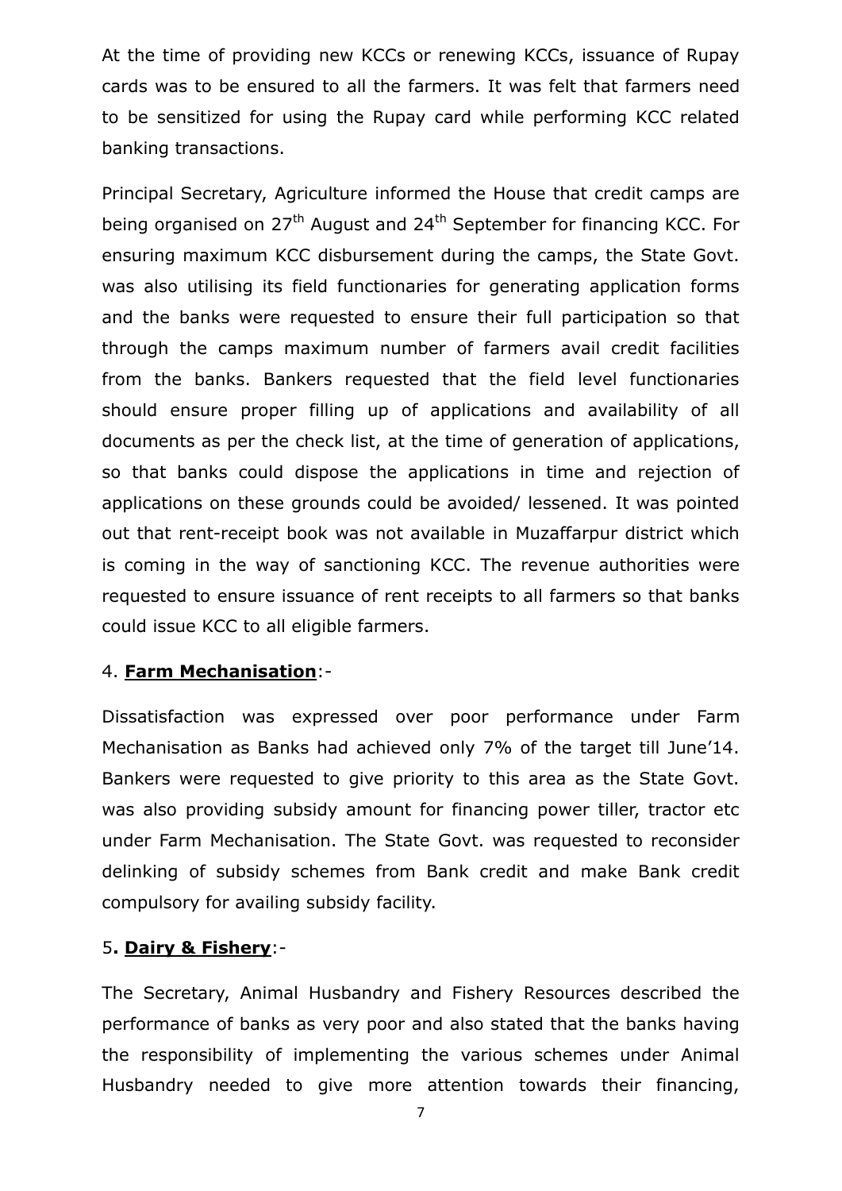At the time of providing new KCCs or renewing KCCs, issuance of Rupay cards was to be ensured to all the farmers. It was felt that farmers need to be sensitized for using the Rupay card while performing KCC related banking transactions.

Principal Secretary, Agriculture informed the House that credit camps are being organised on 27th August and 24th September for financing KCC. For ensuring maximum KCC disbursement during the camps, the State Govt. was also utilising its field functionaries for generating application forms and the banks were requested to ensure their full participation so that through the camps maximum number of farmers avail credit facilities from the banks. Bankers requested that the field level functionaries should ensure proper filling up of applications and availability of all documents as per the check list, at the time of generation of applications, so that banks could dispose the applications in time and rejection of applications on these grounds could be avoided/ lessened. It was pointed out that rent-receipt book was not available in Muzaffarpur district which is coming in the way of sanctioning KCC. The revenue authorities were requested to ensure issuance of rent receipts to all farmers so that banks could issue KCC to all eligible farmers.

4. **Farm Mechanisation**:-

Dissatisfaction was expressed over poor performance under Farm Mechanisation as Banks had achieved only 7% of the target till June'14. Bankers were requested to give priority to this area as the State Govt. was also providing subsidy amount for financing power tiller, tractor etc under Farm Mechanisation. The State Govt. was requested to reconsider delinking of subsidy schemes from Bank credit and make Bank credit compulsory for availing subsidy facility.

5**. Dairy & Fishery**:-

The Secretary, Animal Husbandry and Fishery Resources described the performance of banks as very poor and also stated that the banks having the responsibility of implementing the various schemes under Animal Husbandry needed to give more attention towards their financing,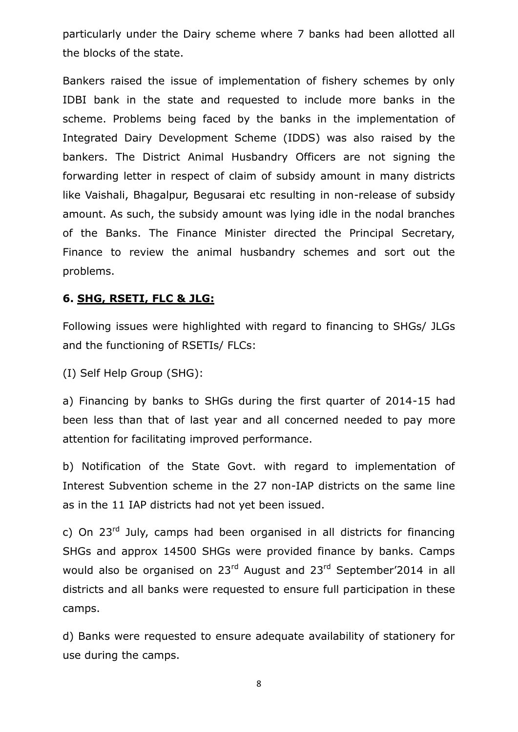particularly under the Dairy scheme where 7 banks had been allotted all the blocks of the state.

Bankers raised the issue of implementation of fishery schemes by only IDBI bank in the state and requested to include more banks in the scheme. Problems being faced by the banks in the implementation of Integrated Dairy Development Scheme (IDDS) was also raised by the bankers. The District Animal Husbandry Officers are not signing the forwarding letter in respect of claim of subsidy amount in many districts like Vaishali, Bhagalpur, Begusarai etc resulting in non-release of subsidy amount. As such, the subsidy amount was lying idle in the nodal branches of the Banks. The Finance Minister directed the Principal Secretary, Finance to review the animal husbandry schemes and sort out the problems.

### 6. SHG, RSETI, FLC & JLG:

Following issues were highlighted with regard to financing to SHGs/ JLGs and the functioning of RSETIs/ FLCs:

(I) Self Help Group (SHG):

a) Financing by banks to SHGs during the first quarter of 2014-15 had been less than that of last year and all concerned needed to pay more attention for facilitating improved performance.

b) Notification of the State Govt. with regard to implementation of Interest Subvention scheme in the 27 non-IAP districts on the same line as in the 11 IAP districts had not yet been issued.

c) On 23rd July, camps had been organised in all districts for financing SHGs and approx 14500 SHGs were provided finance by banks. Camps would also be organised on 23rd August and 23rd September'2014 in all districts and all banks were requested to ensure full participation in these camps.

d) Banks were requested to ensure adequate availability of stationery for use during the camps.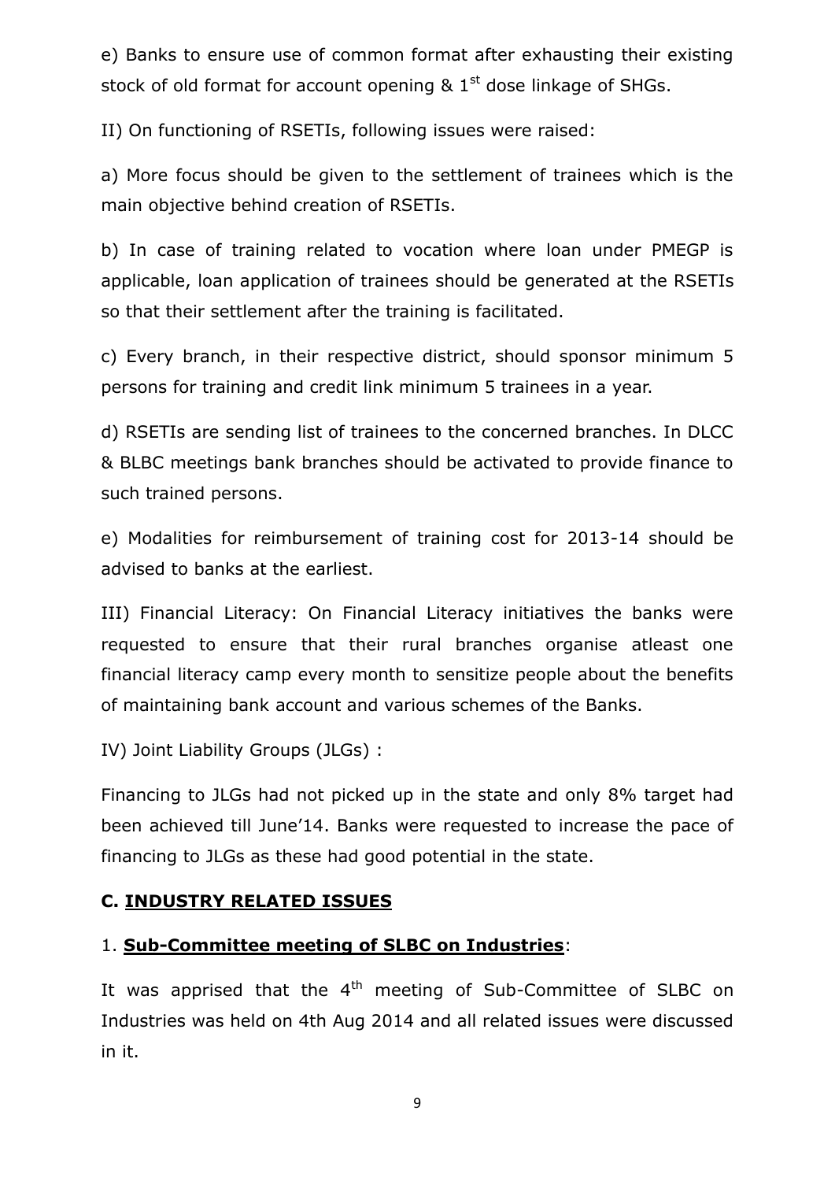e) Banks to ensure use of common format after exhausting their existing stock of old format for account opening & 1st dose linkage of SHGs.

II) On functioning of RSETIs, following issues were raised:

a) More focus should be given to the settlement of trainees which is the main objective behind creation of RSETIs.

b) In case of training related to vocation where loan under PMEGP is applicable, loan application of trainees should be generated at the RSETIs so that their settlement after the training is facilitated.

c) Every branch, in their respective district, should sponsor minimum 5 persons for training and credit link minimum 5 trainees in a year.

d) RSETIs are sending list of trainees to the concerned branches. In DLCC & BLBC meetings bank branches should be activated to provide finance to such trained persons.

e) Modalities for reimbursement of training cost for 2013-14 should be advised to banks at the earliest.

III) Financial Literacy: On Financial Literacy initiatives the banks were requested to ensure that their rural branches organise atleast one financial literacy camp every month to sensitize people about the benefits of maintaining bank account and various schemes of the Banks.

IV) Joint Liability Groups (JLGs) :

Financing to JLGs had not picked up in the state and only 8% target had been achieved till June'14. Banks were requested to increase the pace of financing to JLGs as these had good potential in the state.

## C. INDUSTRY RELATED ISSUES

### 1. **Sub-Committee meeting of SLBC on Industries**:

It was apprised that the 4th meeting of Sub-Committee of SLBC on Industries was held on 4th Aug 2014 and all related issues were discussed in it.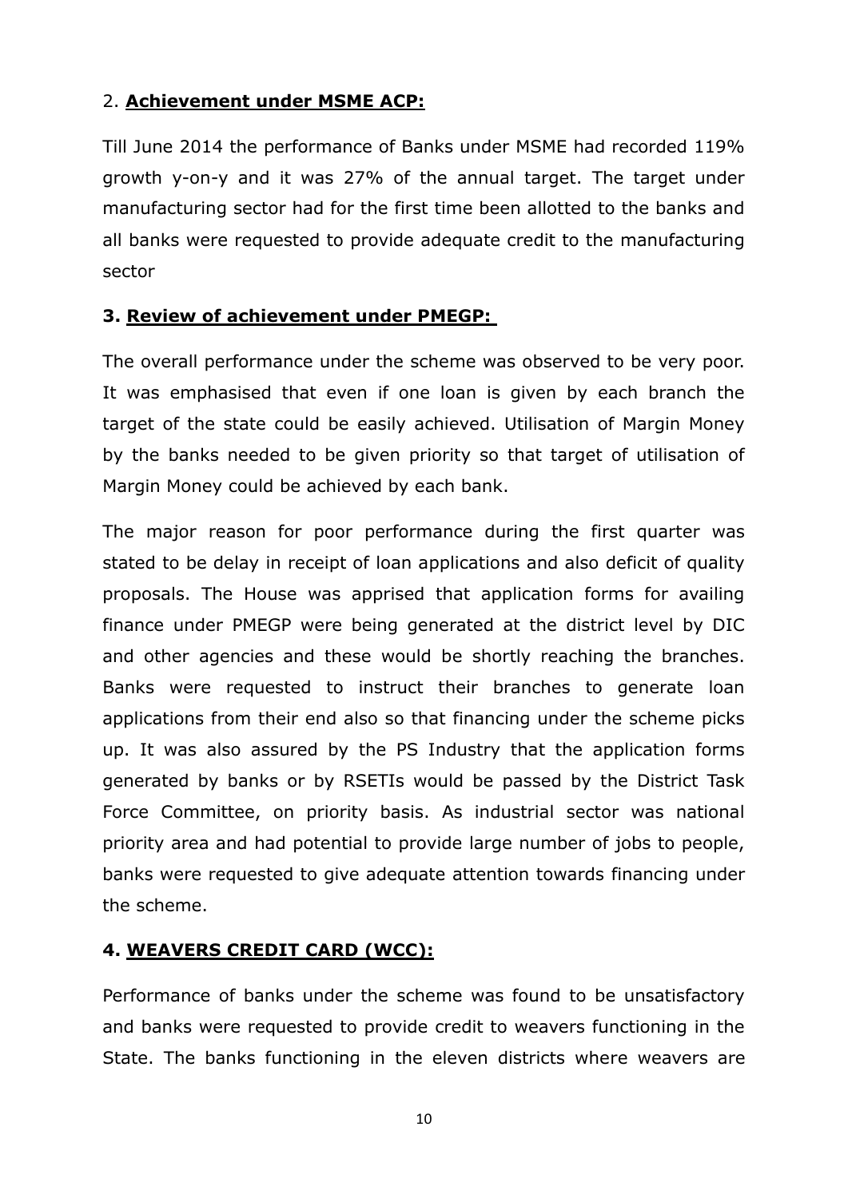2. **Achievement under MSME ACP:**

Till June 2014 the performance of Banks under MSME had recorded 119% growth y-on-y and it was 27% of the annual target. The target under manufacturing sector had for the first time been allotted to the banks and all banks were requested to provide adequate credit to the manufacturing sector

**3. Review of achievement under PMEGP:**

The overall performance under the scheme was observed to be very poor. It was emphasised that even if one loan is given by each branch the target of the state could be easily achieved. Utilisation of Margin Money by the banks needed to be given priority so that target of utilisation of Margin Money could be achieved by each bank.

The major reason for poor performance during the first quarter was stated to be delay in receipt of loan applications and also deficit of quality proposals. The House was apprised that application forms for availing finance under PMEGP were being generated at the district level by DIC and other agencies and these would be shortly reaching the branches. Banks were requested to instruct their branches to generate loan applications from their end also so that financing under the scheme picks up. It was also assured by the PS Industry that the application forms generated by banks or by RSETIs would be passed by the District Task Force Committee, on priority basis. As industrial sector was national priority area and had potential to provide large number of jobs to people, banks were requested to give adequate attention towards financing under the scheme.

**4. WEAVERS CREDIT CARD (WCC):**

Performance of banks under the scheme was found to be unsatisfactory and banks were requested to provide credit to weavers functioning in the State. The banks functioning in the eleven districts where weavers are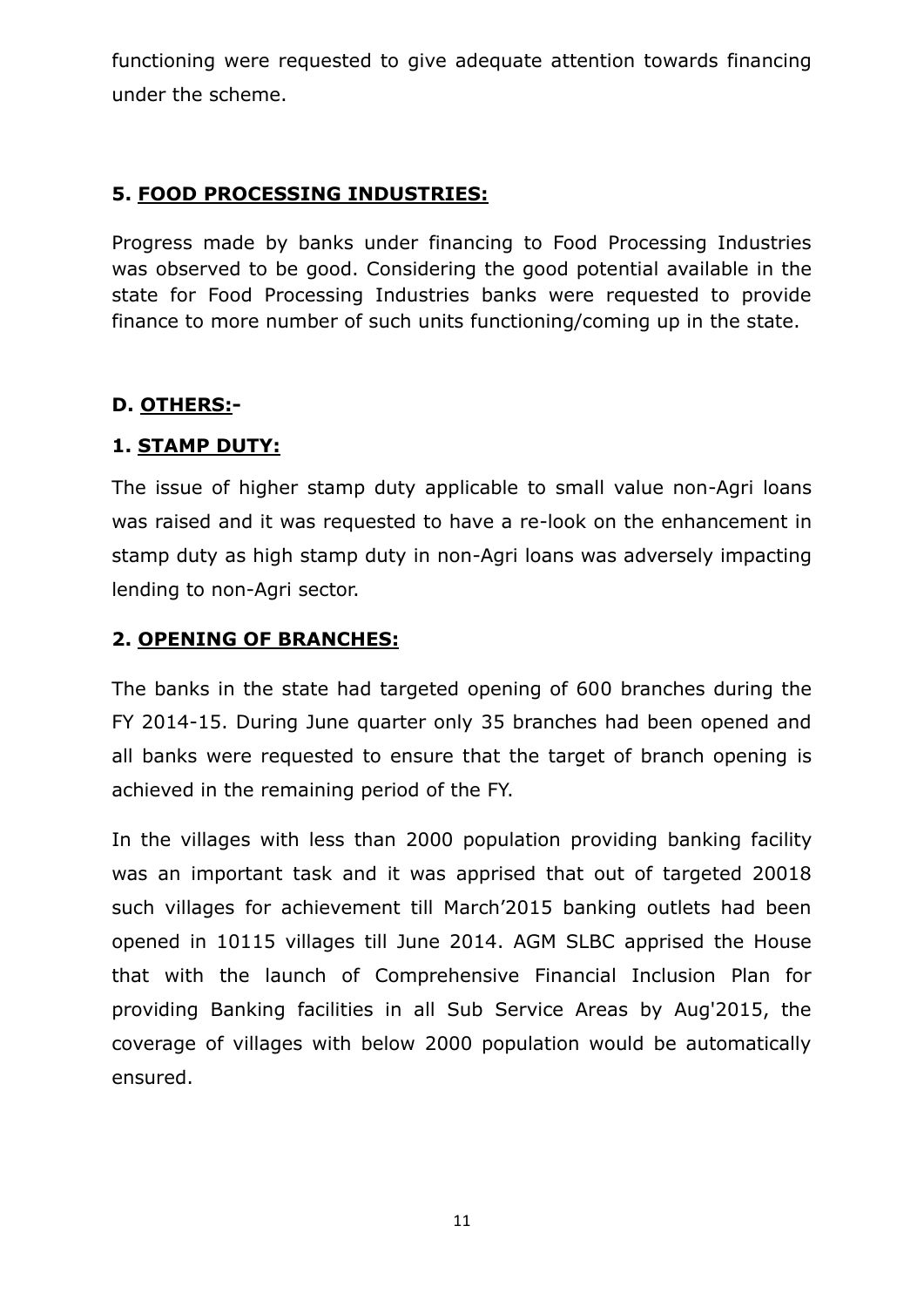functioning were requested to give adequate attention towards financing under the scheme.

### 5. FOOD PROCESSING INDUSTRIES:

Progress made by banks under financing to Food Processing Industries was observed to be good. Considering the good potential available in the state for Food Processing Industries banks were requested to provide finance to more number of such units functioning/coming up in the state.

## D. OTHERS:-

### 1. STAMP DUTY:

The issue of higher stamp duty applicable to small value non-Agri loans was raised and it was requested to have a re-look on the enhancement in stamp duty as high stamp duty in non-Agri loans was adversely impacting lending to non-Agri sector.

### 2. OPENING OF BRANCHES:

The banks in the state had targeted opening of 600 branches during the FY 2014-15. During June quarter only 35 branches had been opened and all banks were requested to ensure that the target of branch opening is achieved in the remaining period of the FY.

In the villages with less than 2000 population providing banking facility was an important task and it was apprised that out of targeted 20018 such villages for achievement till March'2015 banking outlets had been opened in 10115 villages till June 2014. AGM SLBC apprised the House that with the launch of Comprehensive Financial Inclusion Plan for providing Banking facilities in all Sub Service Areas by Aug'2015, the coverage of villages with below 2000 population would be automatically ensured.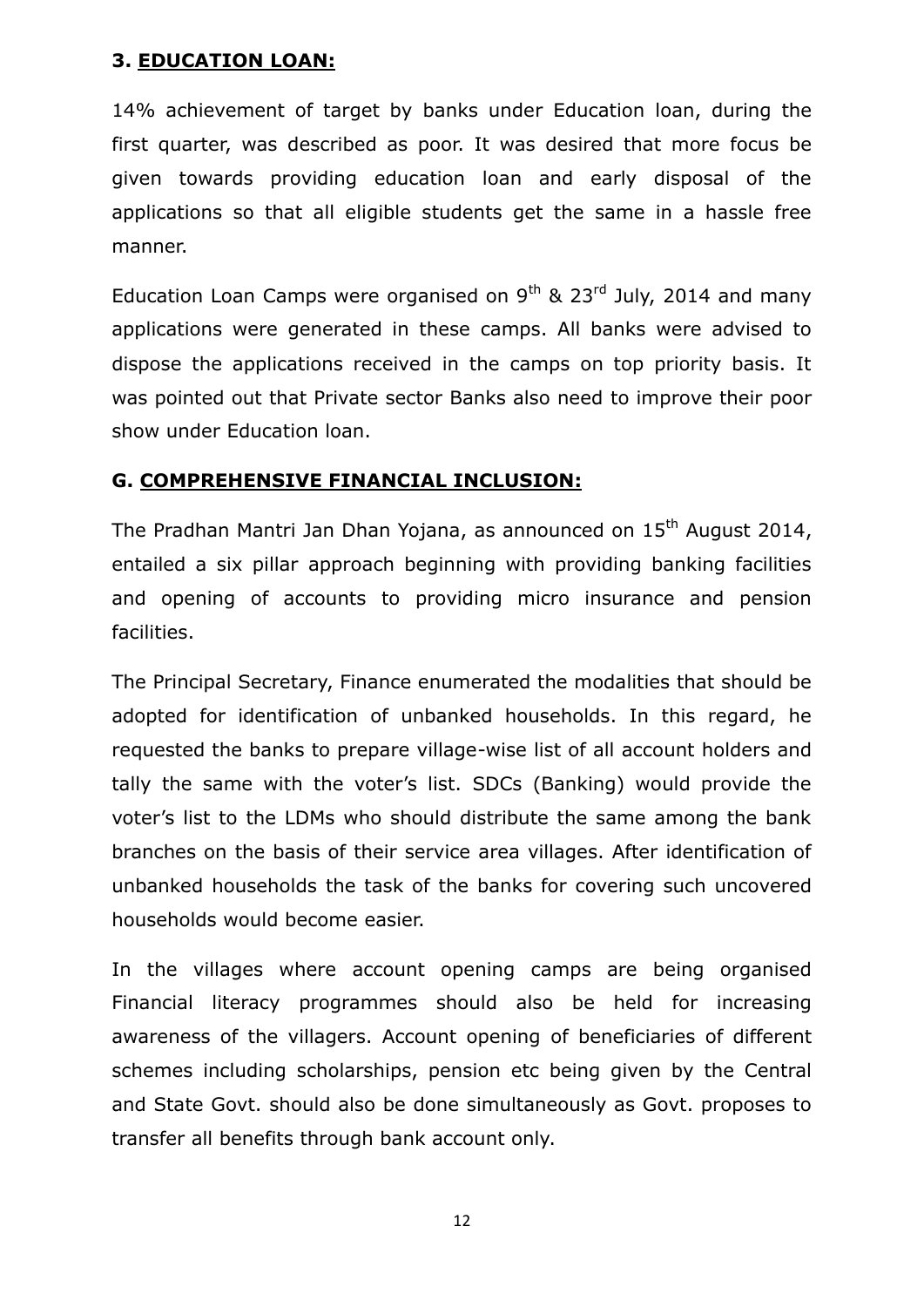### 3. EDUCATION LOAN:

14% achievement of target by banks under Education loan, during the first quarter, was described as poor. It was desired that more focus be given towards providing education loan and early disposal of the applications so that all eligible students get the same in a hassle free manner.

Education Loan Camps were organised on 9th & 23rd July, 2014 and many applications were generated in these camps. All banks were advised to dispose the applications received in the camps on top priority basis. It was pointed out that Private sector Banks also need to improve their poor show under Education loan.

## G. COMPREHENSIVE FINANCIAL INCLUSION:

The Pradhan Mantri Jan Dhan Yojana, as announced on 15th August 2014, entailed a six pillar approach beginning with providing banking facilities and opening of accounts to providing micro insurance and pension facilities.

The Principal Secretary, Finance enumerated the modalities that should be adopted for identification of unbanked households. In this regard, he requested the banks to prepare village-wise list of all account holders and tally the same with the voter's list. SDCs (Banking) would provide the voter's list to the LDMs who should distribute the same among the bank branches on the basis of their service area villages. After identification of unbanked households the task of the banks for covering such uncovered households would become easier.

In the villages where account opening camps are being organised Financial literacy programmes should also be held for increasing awareness of the villagers. Account opening of beneficiaries of different schemes including scholarships, pension etc being given by the Central and State Govt. should also be done simultaneously as Govt. proposes to transfer all benefits through bank account only.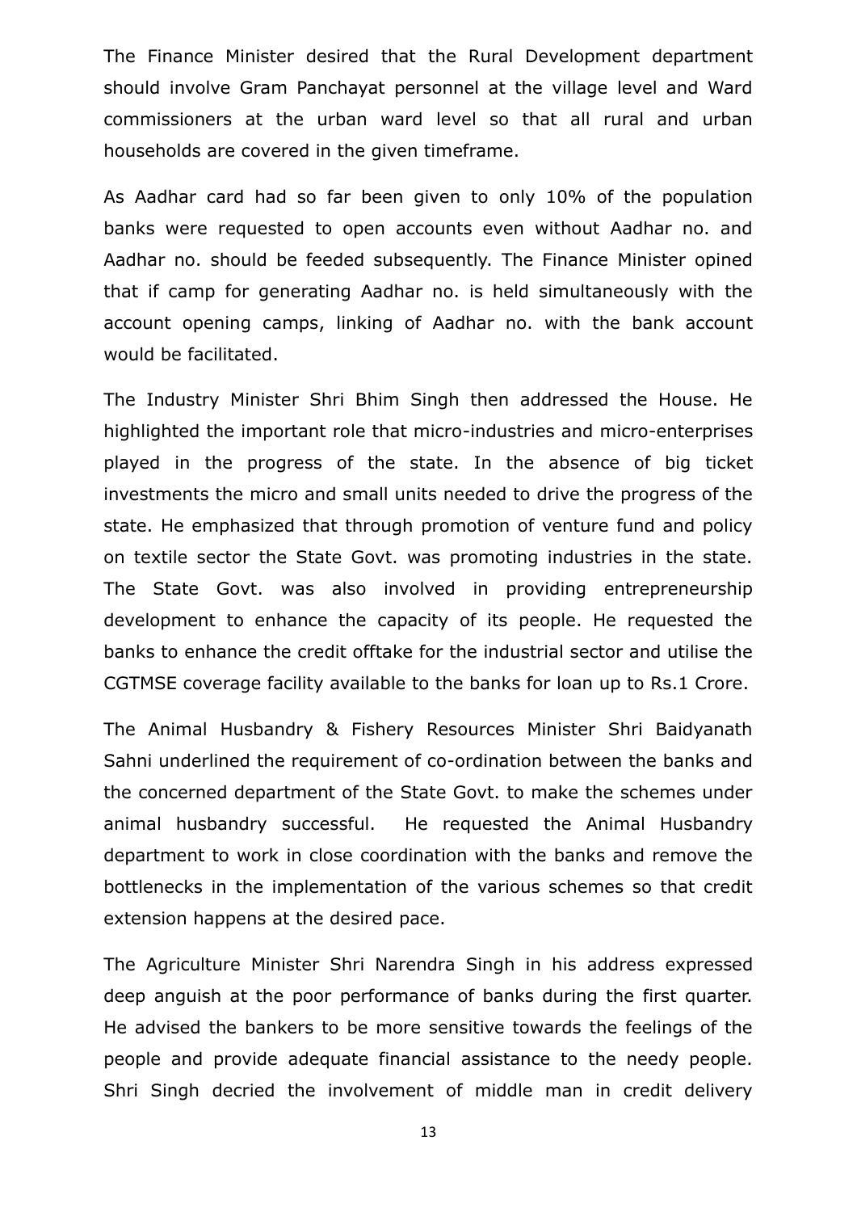The Finance Minister desired that the Rural Development department should involve Gram Panchayat personnel at the village level and Ward commissioners at the urban ward level so that all rural and urban households are covered in the given timeframe.

As Aadhar card had so far been given to only 10% of the population banks were requested to open accounts even without Aadhar no. and Aadhar no. should be feeded subsequently. The Finance Minister opined that if camp for generating Aadhar no. is held simultaneously with the account opening camps, linking of Aadhar no. with the bank account would be facilitated.

The Industry Minister Shri Bhim Singh then addressed the House. He highlighted the important role that micro-industries and micro-enterprises played in the progress of the state. In the absence of big ticket investments the micro and small units needed to drive the progress of the state. He emphasized that through promotion of venture fund and policy on textile sector the State Govt. was promoting industries in the state. The State Govt. was also involved in providing entrepreneurship development to enhance the capacity of its people. He requested the banks to enhance the credit offtake for the industrial sector and utilise the CGTMSE coverage facility available to the banks for loan up to Rs.1 Crore.

The Animal Husbandry & Fishery Resources Minister Shri Baidyanath Sahni underlined the requirement of co-ordination between the banks and the concerned department of the State Govt. to make the schemes under animal husbandry successful. He requested the Animal Husbandry department to work in close coordination with the banks and remove the bottlenecks in the implementation of the various schemes so that credit extension happens at the desired pace.

The Agriculture Minister Shri Narendra Singh in his address expressed deep anguish at the poor performance of banks during the first quarter. He advised the bankers to be more sensitive towards the feelings of the people and provide adequate financial assistance to the needy people. Shri Singh decried the involvement of middle man in credit delivery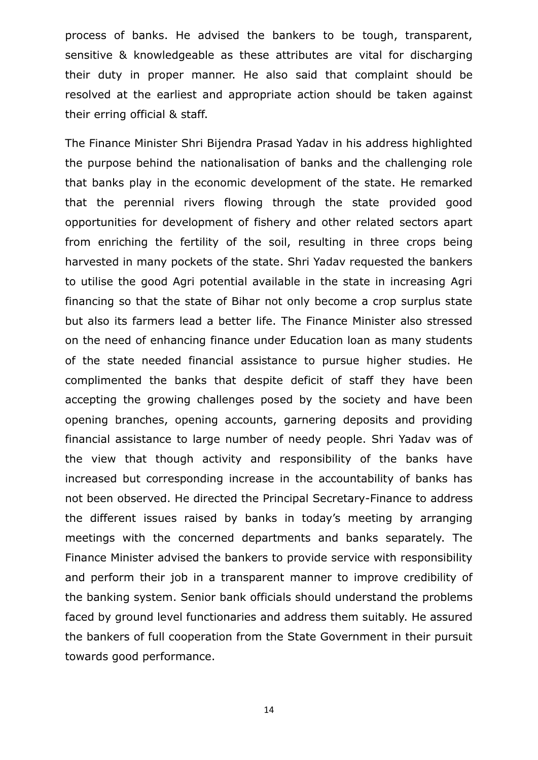process of banks. He advised the bankers to be tough, transparent, sensitive & knowledgeable as these attributes are vital for discharging their duty in proper manner. He also said that complaint should be resolved at the earliest and appropriate action should be taken against their erring official & staff.

The Finance Minister Shri Bijendra Prasad Yadav in his address highlighted the purpose behind the nationalisation of banks and the challenging role that banks play in the economic development of the state. He remarked that the perennial rivers flowing through the state provided good opportunities for development of fishery and other related sectors apart from enriching the fertility of the soil, resulting in three crops being harvested in many pockets of the state. Shri Yadav requested the bankers to utilise the good Agri potential available in the state in increasing Agri financing so that the state of Bihar not only become a crop surplus state but also its farmers lead a better life. The Finance Minister also stressed on the need of enhancing finance under Education loan as many students of the state needed financial assistance to pursue higher studies. He complimented the banks that despite deficit of staff they have been accepting the growing challenges posed by the society and have been opening branches, opening accounts, garnering deposits and providing financial assistance to large number of needy people. Shri Yadav was of the view that though activity and responsibility of the banks have increased but corresponding increase in the accountability of banks has not been observed. He directed the Principal Secretary-Finance to address the different issues raised by banks in today's meeting by arranging meetings with the concerned departments and banks separately. The Finance Minister advised the bankers to provide service with responsibility and perform their job in a transparent manner to improve credibility of the banking system. Senior bank officials should understand the problems faced by ground level functionaries and address them suitably. He assured the bankers of full cooperation from the State Government in their pursuit towards good performance.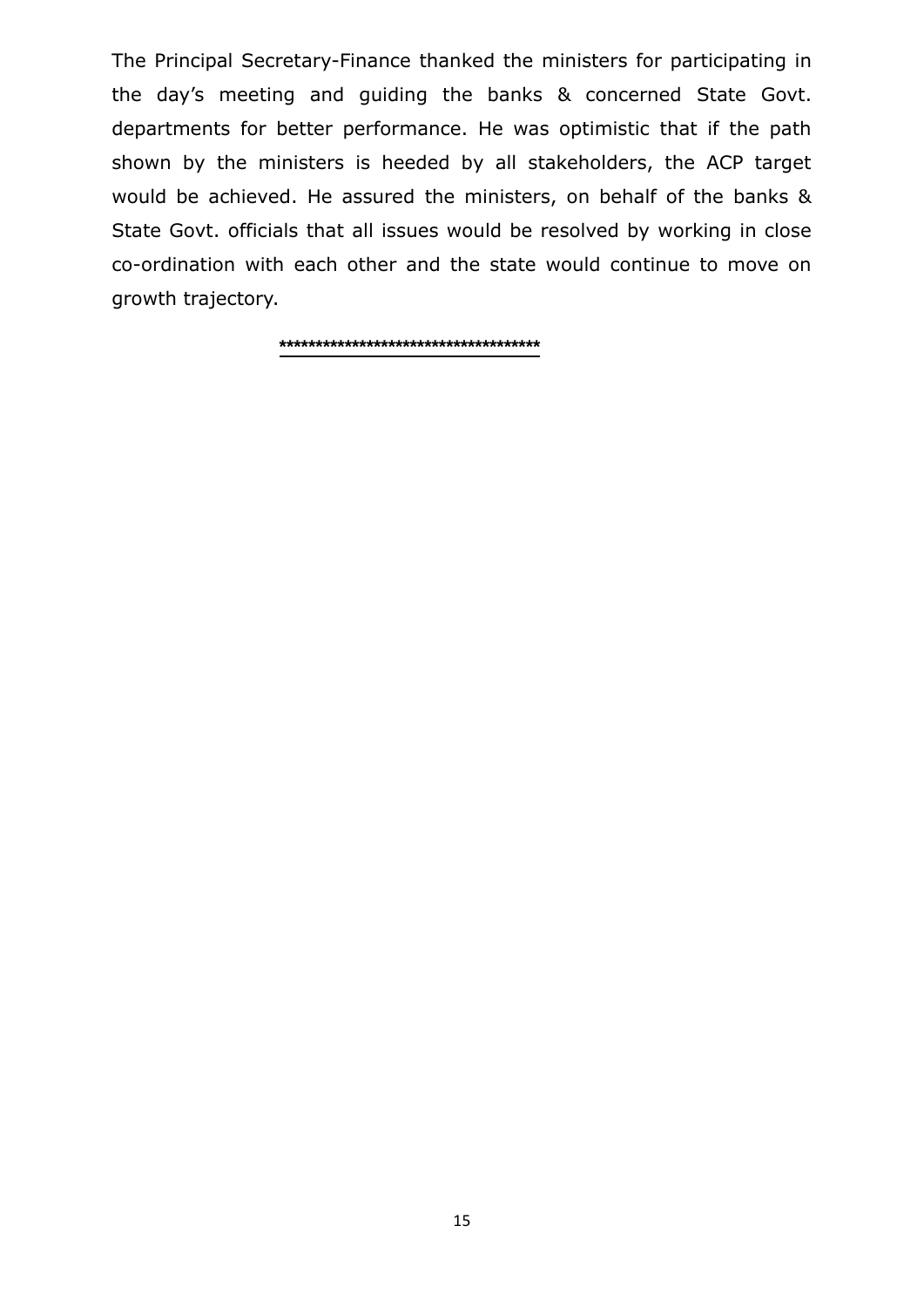The Principal Secretary-Finance thanked the ministers for participating in the day's meeting and guiding the banks & concerned State Govt. departments for better performance. He was optimistic that if the path shown by the ministers is heeded by all stakeholders, the ACP target would be achieved. He assured the ministers, on behalf of the banks & State Govt. officials that all issues would be resolved by working in close co-ordination with each other and the state would continue to move on growth trajectory.

**************************************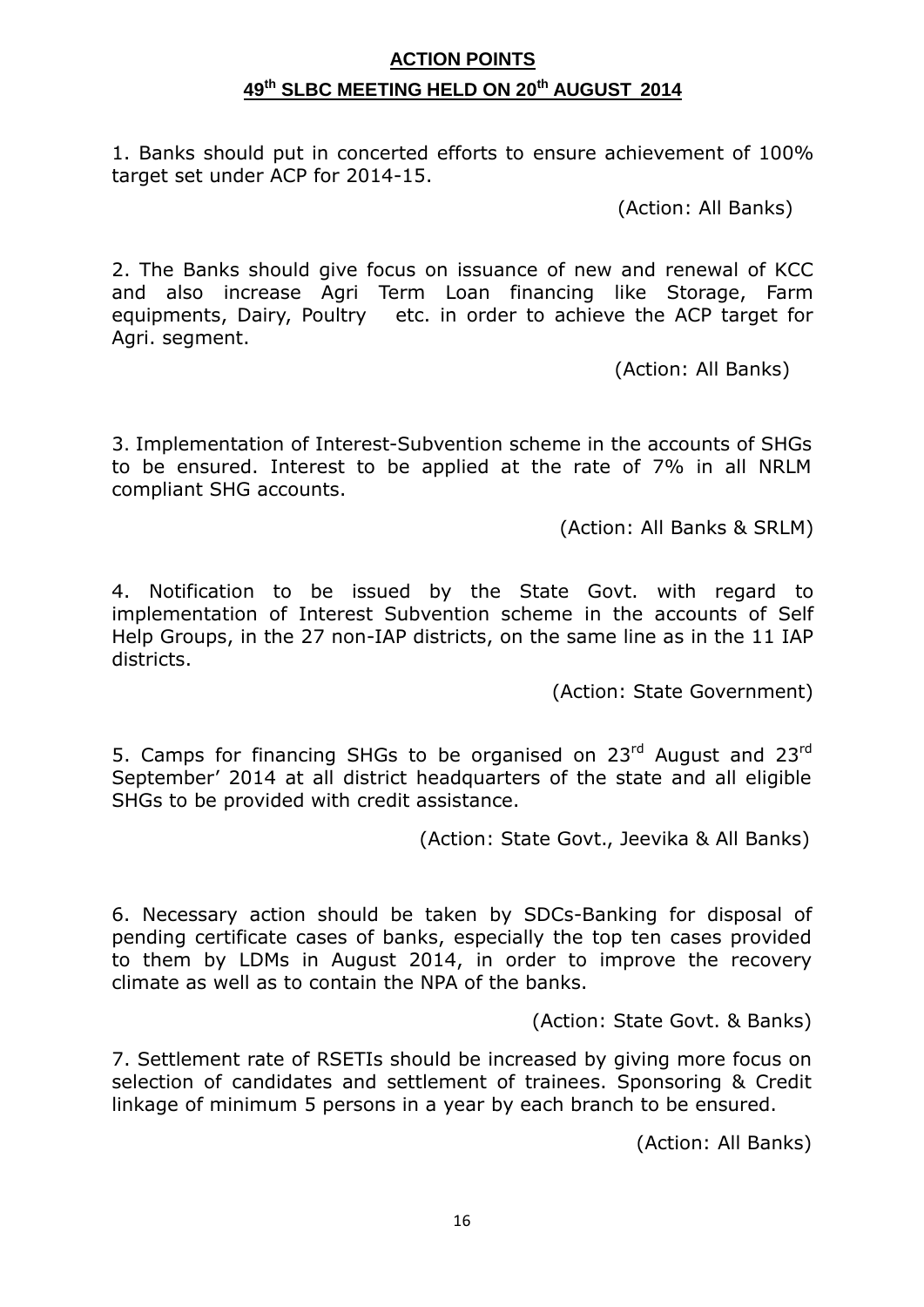## ACTION POINTS

## 49th SLBC MEETING HELD ON 20th AUGUST 2014

1. Banks should put in concerted efforts to ensure achievement of 100% target set under ACP for 2014-15.

(Action: All Banks)

2. The Banks should give focus on issuance of new and renewal of KCC and also increase Agri Term Loan financing like Storage, Farm equipments, Dairy, Poultry etc. in order to achieve the ACP target for Agri. segment.

(Action: All Banks)

3. Implementation of Interest-Subvention scheme in the accounts of SHGs to be ensured. Interest to be applied at the rate of 7% in all NRLM compliant SHG accounts.

(Action: All Banks & SRLM)

4. Notification to be issued by the State Govt. with regard to implementation of Interest Subvention scheme in the accounts of Self Help Groups, in the 27 non-IAP districts, on the same line as in the 11 IAP districts.

(Action: State Government)

5. Camps for financing SHGs to be organised on 23rd August and 23rd September' 2014 at all district headquarters of the state and all eligible SHGs to be provided with credit assistance.

(Action: State Govt., Jeevika & All Banks)

6. Necessary action should be taken by SDCs-Banking for disposal of pending certificate cases of banks, especially the top ten cases provided to them by LDMs in August 2014, in order to improve the recovery climate as well as to contain the NPA of the banks.

(Action: State Govt. & Banks)

7. Settlement rate of RSETIs should be increased by giving more focus on selection of candidates and settlement of trainees. Sponsoring & Credit linkage of minimum 5 persons in a year by each branch to be ensured.

(Action: All Banks)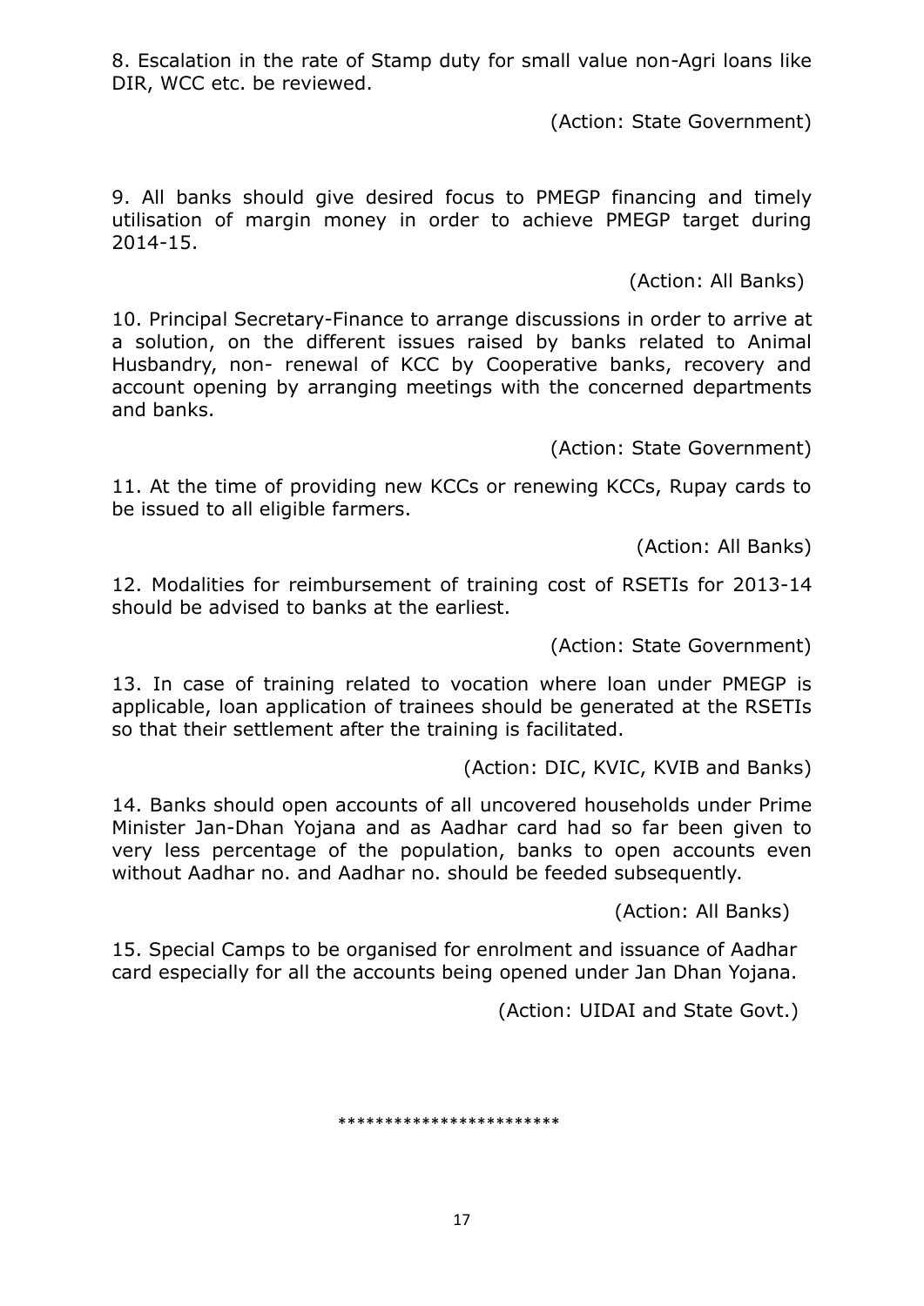8. Escalation in the rate of Stamp duty for small value non-Agri loans like DIR, WCC etc. be reviewed.

(Action: State Government)

9. All banks should give desired focus to PMEGP financing and timely utilisation of margin money in order to achieve PMEGP target during 2014-15.

(Action: All Banks)

10. Principal Secretary-Finance to arrange discussions in order to arrive at a solution, on the different issues raised by banks related to Animal Husbandry, non- renewal of KCC by Cooperative banks, recovery and account opening by arranging meetings with the concerned departments and banks.

(Action: State Government)

11. At the time of providing new KCCs or renewing KCCs, Rupay cards to be issued to all eligible farmers.

(Action: All Banks)

12. Modalities for reimbursement of training cost of RSETIs for 2013-14 should be advised to banks at the earliest.

(Action: State Government)

13. In case of training related to vocation where loan under PMEGP is applicable, loan application of trainees should be generated at the RSETIs so that their settlement after the training is facilitated.

(Action: DIC, KVIC, KVIB and Banks)

14. Banks should open accounts of all uncovered households under Prime Minister Jan-Dhan Yojana and as Aadhar card had so far been given to very less percentage of the population, banks to open accounts even without Aadhar no. and Aadhar no. should be feeded subsequently.

(Action: All Banks)

15. Special Camps to be organised for enrolment and issuance of Aadhar card especially for all the accounts being opened under Jan Dhan Yojana.

(Action: UIDAI and State Govt.)

************************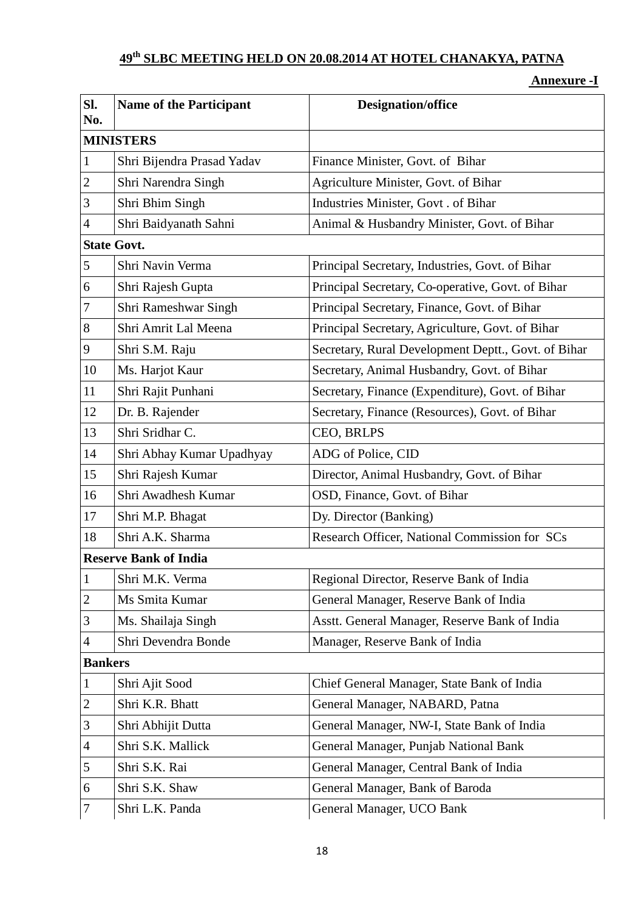## 49th SLBC MEETING HELD ON 20.08.2014 AT HOTEL CHANAKYA, PATNA

**Annexure -I**

| Sl. No. | Name of the Participant | Designation/office |
|---|---|---|
| **MINISTERS** | | |
| 1 | Shri Bijendra Prasad Yadav | Finance Minister, Govt. of Bihar |
| 2 | Shri Narendra Singh | Agriculture Minister, Govt. of Bihar |
| 3 | Shri Bhim Singh | Industries Minister, Govt . of Bihar |
| 4 | Shri Baidyanath Sahni | Animal & Husbandry Minister, Govt. of Bihar |
| **State Govt.** | | |
| 5 | Shri Navin Verma | Principal Secretary, Industries, Govt. of Bihar |
| 6 | Shri Rajesh Gupta | Principal Secretary, Co-operative, Govt. of Bihar |
| 7 | Shri Rameshwar Singh | Principal Secretary, Finance, Govt. of Bihar |
| 8 | Shri Amrit Lal Meena | Principal Secretary, Agriculture, Govt. of Bihar |
| 9 | Shri S.M. Raju | Secretary, Rural Development Deptt., Govt. of Bihar |
| 10 | Ms. Harjot Kaur | Secretary, Animal Husbandry, Govt. of Bihar |
| 11 | Shri Rajit Punhani | Secretary, Finance (Expenditure), Govt. of Bihar |
| 12 | Dr. B. Rajender | Secretary, Finance (Resources), Govt. of Bihar |
| 13 | Shri Sridhar C. | CEO, BRLPS |
| 14 | Shri Abhay Kumar Upadhyay | ADG of Police, CID |
| 15 | Shri Rajesh Kumar | Director, Animal Husbandry, Govt. of Bihar |
| 16 | Shri Awadhesh Kumar | OSD, Finance, Govt. of Bihar |
| 17 | Shri M.P. Bhagat | Dy. Director (Banking) |
| 18 | Shri A.K. Sharma | Research Officer, National Commission for SCs |
| **Reserve Bank of India** | | |
| 1 | Shri M.K. Verma | Regional Director, Reserve Bank of India |
| 2 | Ms Smita Kumar | General Manager, Reserve Bank of India |
| 3 | Ms. Shailaja Singh | Asstt. General Manager, Reserve Bank of India |
| 4 | Shri Devendra Bonde | Manager, Reserve Bank of India |
| **Bankers** | | |
| 1 | Shri Ajit Sood | Chief General Manager, State Bank of India |
| 2 | Shri K.R. Bhatt | General Manager, NABARD, Patna |
| 3 | Shri Abhijit Dutta | General Manager, NW-I, State Bank of India |
| 4 | Shri S.K. Mallick | General Manager, Punjab National Bank |
| 5 | Shri S.K. Rai | General Manager, Central Bank of India |
| 6 | Shri S.K. Shaw | General Manager, Bank of Baroda |
| 7 | Shri L.K. Panda | General Manager, UCO Bank |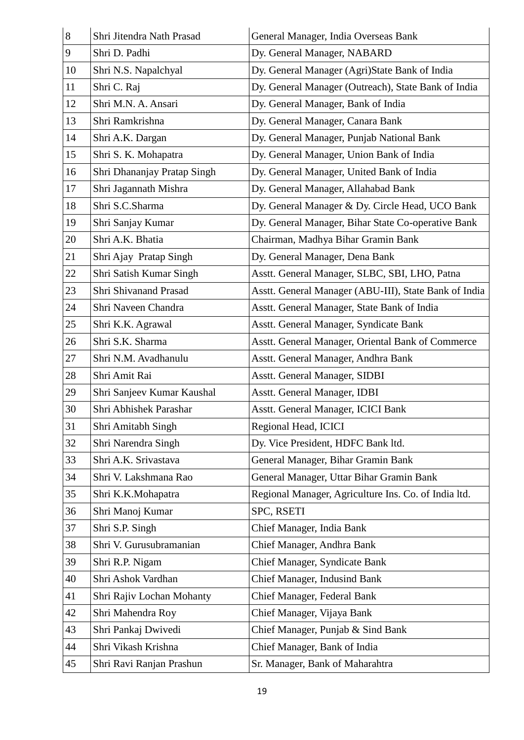| 8 | Shri Jitendra Nath Prasad | General Manager, India Overseas Bank |
|---|---|---|
| 9 | Shri D. Padhi | Dy. General Manager, NABARD |
| 10 | Shri N.S. Napalchyal | Dy. General Manager (Agri)State Bank of India |
| 11 | Shri C. Raj | Dy. General Manager (Outreach), State Bank of India |
| 12 | Shri M.N. A. Ansari | Dy. General Manager, Bank of India |
| 13 | Shri Ramkrishna | Dy. General Manager, Canara Bank |
| 14 | Shri A.K. Dargan | Dy. General Manager, Punjab National Bank |
| 15 | Shri S. K. Mohapatra | Dy. General Manager, Union Bank of India |
| 16 | Shri Dhananjay Pratap Singh | Dy. General Manager, United Bank of India |
| 17 | Shri Jagannath Mishra | Dy. General Manager, Allahabad Bank |
| 18 | Shri S.C.Sharma | Dy. General Manager & Dy. Circle Head, UCO Bank |
| 19 | Shri Sanjay Kumar | Dy. General Manager, Bihar State Co-operative Bank |
| 20 | Shri A.K. Bhatia | Chairman, Madhya Bihar Gramin Bank |
| 21 | Shri Ajay Pratap Singh | Dy. General Manager, Dena Bank |
| 22 | Shri Satish Kumar Singh | Asstt. General Manager, SLBC, SBI, LHO, Patna |
| 23 | Shri Shivanand Prasad | Asstt. General Manager (ABU-III), State Bank of India |
| 24 | Shri Naveen Chandra | Asstt. General Manager, State Bank of India |
| 25 | Shri K.K. Agrawal | Asstt. General Manager, Syndicate Bank |
| 26 | Shri S.K. Sharma | Asstt. General Manager, Oriental Bank of Commerce |
| 27 | Shri N.M. Avadhanulu | Asstt. General Manager, Andhra Bank |
| 28 | Shri Amit Rai | Asstt. General Manager, SIDBI |
| 29 | Shri Sanjeev Kumar Kaushal | Asstt. General Manager, IDBI |
| 30 | Shri Abhishek Parashar | Asstt. General Manager, ICICI Bank |
| 31 | Shri Amitabh Singh | Regional Head, ICICI |
| 32 | Shri Narendra Singh | Dy. Vice President, HDFC Bank ltd. |
| 33 | Shri A.K. Srivastava | General Manager, Bihar Gramin Bank |
| 34 | Shri V. Lakshmana Rao | General Manager, Uttar Bihar Gramin Bank |
| 35 | Shri K.K.Mohapatra | Regional Manager, Agriculture Ins. Co. of India ltd. |
| 36 | Shri Manoj Kumar | SPC, RSETI |
| 37 | Shri S.P. Singh | Chief Manager, India Bank |
| 38 | Shri V. Gurusubramanian | Chief Manager, Andhra Bank |
| 39 | Shri R.P. Nigam | Chief Manager, Syndicate Bank |
| 40 | Shri Ashok Vardhan | Chief Manager, Indusind Bank |
| 41 | Shri Rajiv Lochan Mohanty | Chief Manager, Federal Bank |
| 42 | Shri Mahendra Roy | Chief Manager, Vijaya Bank |
| 43 | Shri Pankaj Dwivedi | Chief Manager, Punjab & Sind Bank |
| 44 | Shri Vikash Krishna | Chief Manager, Bank of India |
| 45 | Shri Ravi Ranjan Prashun | Sr. Manager, Bank of Maharahtra |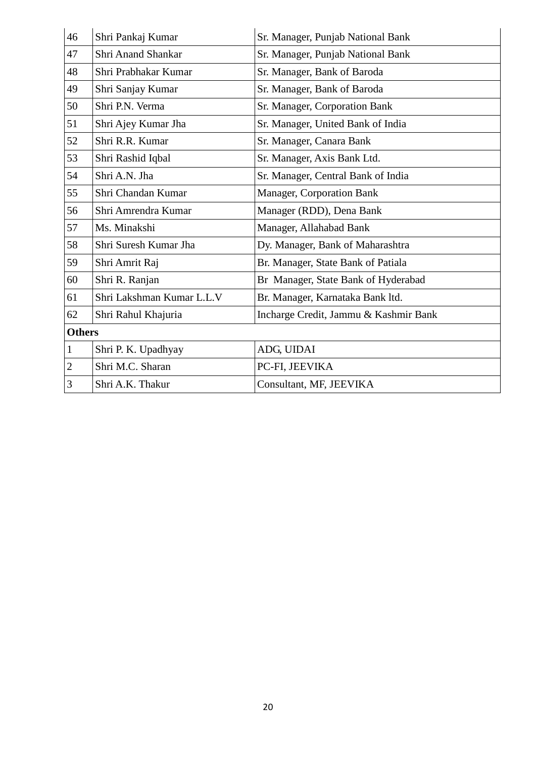| | | |
|---|---|---|
| 46 | Shri Pankaj Kumar | Sr. Manager, Punjab National Bank |
| 47 | Shri Anand Shankar | Sr. Manager, Punjab National Bank |
| 48 | Shri Prabhakar Kumar | Sr. Manager, Bank of Baroda |
| 49 | Shri Sanjay Kumar | Sr. Manager, Bank of Baroda |
| 50 | Shri P.N. Verma | Sr. Manager, Corporation Bank |
| 51 | Shri Ajey Kumar Jha | Sr. Manager, United Bank of India |
| 52 | Shri R.R. Kumar | Sr. Manager, Canara Bank |
| 53 | Shri Rashid Iqbal | Sr. Manager, Axis Bank Ltd. |
| 54 | Shri A.N. Jha | Sr. Manager, Central Bank of India |
| 55 | Shri Chandan Kumar | Manager, Corporation Bank |
| 56 | Shri Amrendra Kumar | Manager (RDD), Dena Bank |
| 57 | Ms. Minakshi | Manager, Allahabad Bank |
| 58 | Shri Suresh Kumar Jha | Dy. Manager, Bank of Maharashtra |
| 59 | Shri Amrit Raj | Br. Manager, State Bank of Patiala |
| 60 | Shri R. Ranjan | Br Manager, State Bank of Hyderabad |
| 61 | Shri Lakshman Kumar L.L.V | Br. Manager, Karnataka Bank ltd. |
| 62 | Shri Rahul Khajuria | Incharge Credit, Jammu & Kashmir Bank |
| **Others** | | |
| 1 | Shri P. K. Upadhyay | ADG, UIDAI |
| 2 | Shri M.C. Sharan | PC-FI, JEEVIKA |
| 3 | Shri A.K. Thakur | Consultant, MF, JEEVIKA |